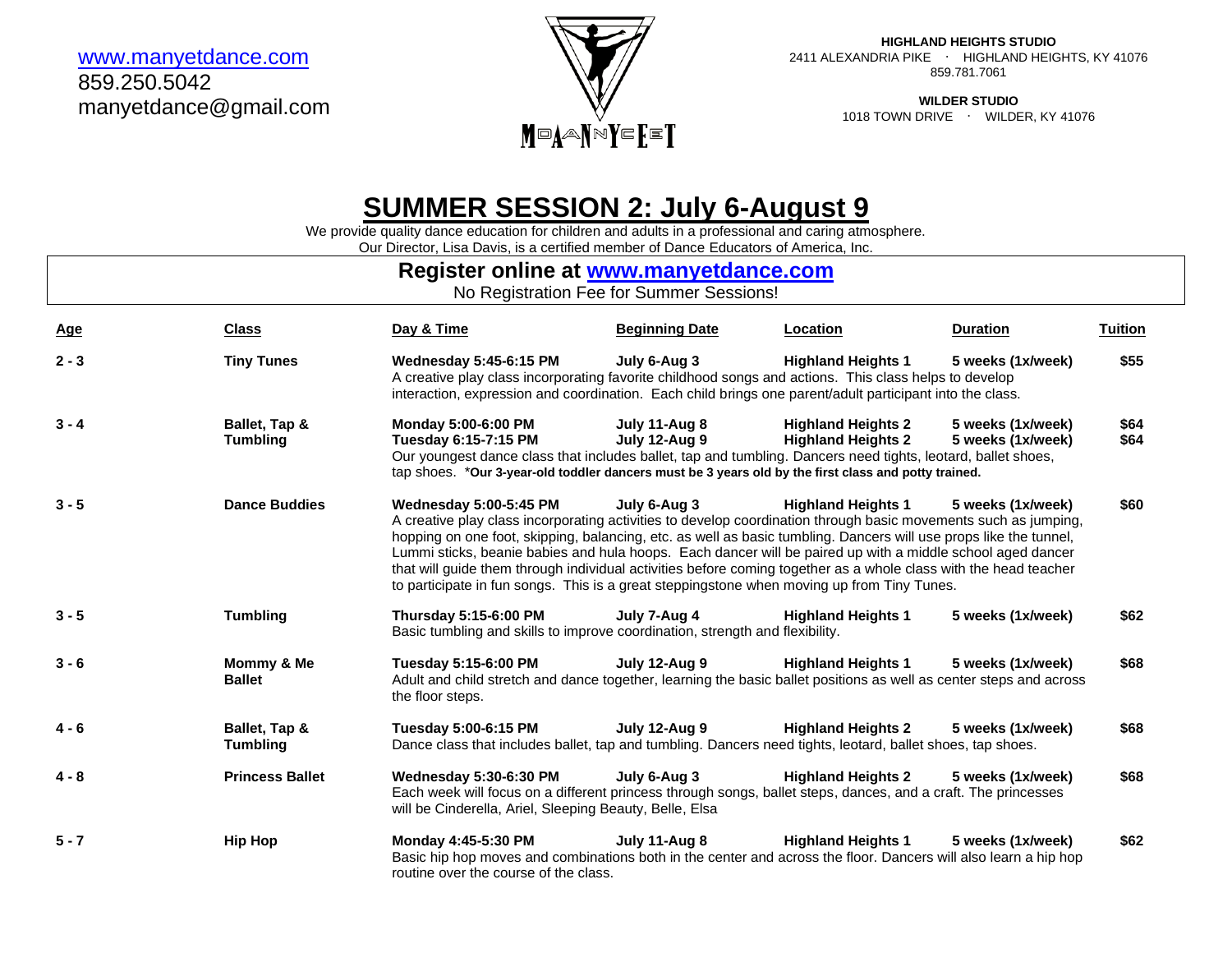www.manyetdance.com
859.250.5042
manyetdance@gmail.com

MANY FEET DANCE

**HIGHLAND HEIGHTS STUDIO**
2411 ALEXANDRIA PIKE · HIGHLAND HEIGHTS, KY 41076
859.781.7061

**WILDER STUDIO**
1018 TOWN DRIVE · WILDER, KY 41076

# SUMMER SESSION 2: July 6-August 9

We provide quality dance education for children and adults in a professional and caring atmosphere.
Our Director, Lisa Davis, is a certified member of Dance Educators of America, Inc.

## Register online at www.manyetdance.com

No Registration Fee for Summer Sessions!

| Age | Class | Day & Time | Beginning Date | Location | Duration | Tuition |
|---|---|---|---|---|---|---|
| **2 - 3** | **Tiny Tunes** | **Wednesday 5:45-6:15 PM** | **July 6-Aug 3** | **Highland Heights 1** | **5 weeks (1x/week)** | **$55** |
| | | A creative play class incorporating favorite childhood songs and actions. This class helps to develop interaction, expression and coordination. Each child brings one parent/adult participant into the class. | | | | |
| **3 - 4** | **Ballet, Tap & Tumbling** | **Monday 5:00-6:00 PM** | **July 11-Aug 8** | **Highland Heights 2** | **5 weeks (1x/week)** | **$64** |
| | | **Tuesday 6:15-7:15 PM** | **July 12-Aug 9** | **Highland Heights 2** | **5 weeks (1x/week)** | **$64** |
| | | Our youngest dance class that includes ballet, tap and tumbling. Dancers need tights, leotard, ballet shoes, tap shoes. ***Our 3-year-old toddler dancers must be 3 years old by the first class and potty trained.** | | | | |
| **3 - 5** | **Dance Buddies** | **Wednesday 5:00-5:45 PM** | **July 6-Aug 3** | **Highland Heights 1** | **5 weeks (1x/week)** | **$60** |
| | | A creative play class incorporating activities to develop coordination through basic movements such as jumping, hopping on one foot, skipping, balancing, etc. as well as basic tumbling. Dancers will use props like the tunnel, Lummi sticks, beanie babies and hula hoops. Each dancer will be paired up with a middle school aged dancer that will guide them through individual activities before coming together as a whole class with the head teacher to participate in fun songs. This is a great steppingstone when moving up from Tiny Tunes. | | | | |
| **3 - 5** | **Tumbling** | **Thursday 5:15-6:00 PM** | **July 7-Aug 4** | **Highland Heights 1** | **5 weeks (1x/week)** | **$62** |
| | | Basic tumbling and skills to improve coordination, strength and flexibility. | | | | |
| **3 - 6** | **Mommy & Me Ballet** | **Tuesday 5:15-6:00 PM** | **July 12-Aug 9** | **Highland Heights 1** | **5 weeks (1x/week)** | **$68** |
| | | Adult and child stretch and dance together, learning the basic ballet positions as well as center steps and across the floor steps. | | | | |
| **4 - 6** | **Ballet, Tap & Tumbling** | **Tuesday 5:00-6:15 PM** | **July 12-Aug 9** | **Highland Heights 2** | **5 weeks (1x/week)** | **$68** |
| | | Dance class that includes ballet, tap and tumbling. Dancers need tights, leotard, ballet shoes, tap shoes. | | | | |
| **4 - 8** | **Princess Ballet** | **Wednesday 5:30-6:30 PM** | **July 6-Aug 3** | **Highland Heights 2** | **5 weeks (1x/week)** | **$68** |
| | | Each week will focus on a different princess through songs, ballet steps, dances, and a craft. The princesses will be Cinderella, Ariel, Sleeping Beauty, Belle, Elsa | | | | |
| **5 - 7** | **Hip Hop** | **Monday 4:45-5:30 PM** | **July 11-Aug 8** | **Highland Heights 1** | **5 weeks (1x/week)** | **$62** |
| | | Basic hip hop moves and combinations both in the center and across the floor. Dancers will also learn a hip hop routine over the course of the class. | | | | |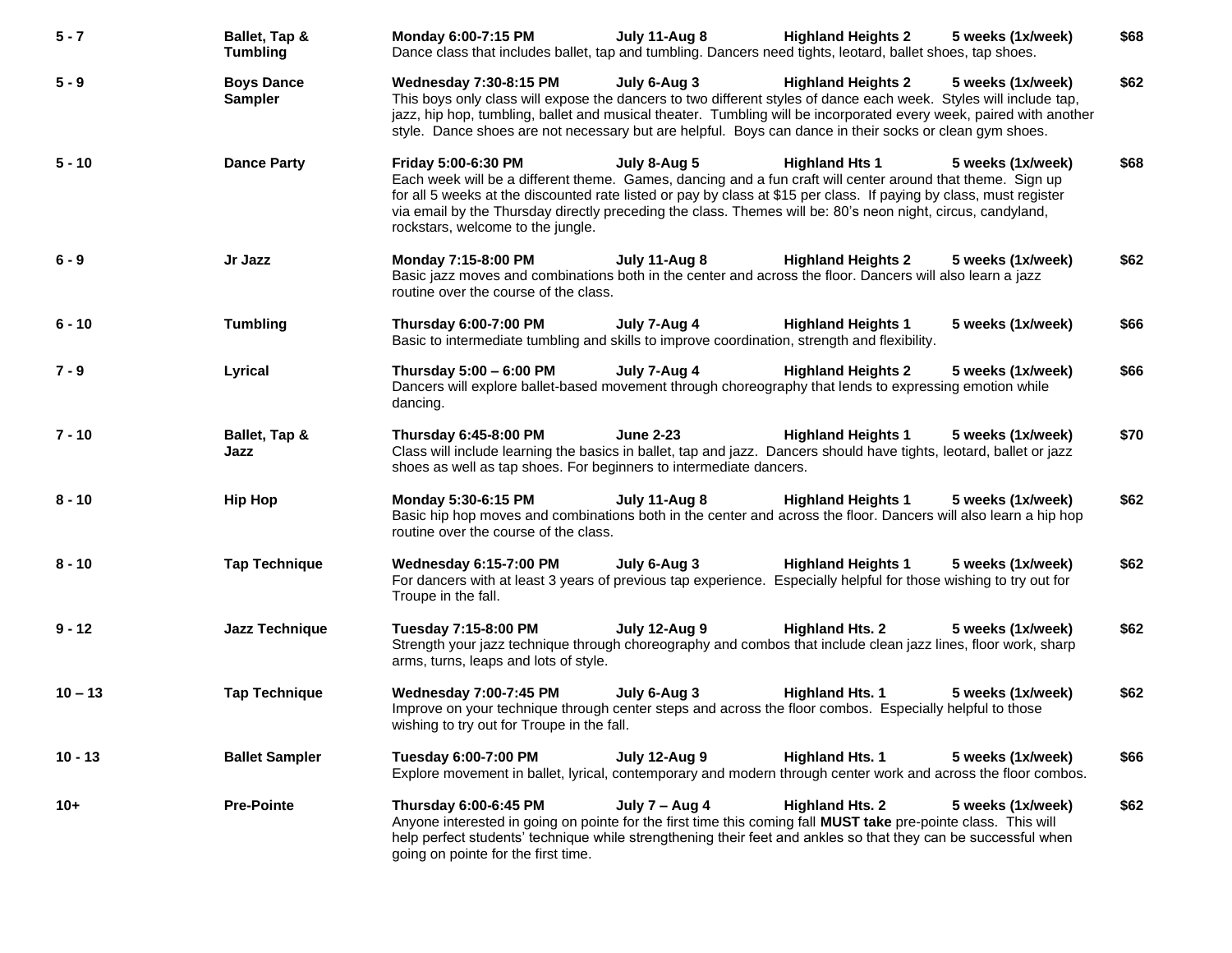| Age | Class | Day/Time | Dates | Location | Sessions | Price |
|---|---|---|---|---|---|---|
| **5 - 7** | **Ballet, Tap & Tumbling** | **Monday 6:00-7:15 PM** | **July 11-Aug 8** | **Highland Heights 2** | **5 weeks (1x/week)** | **$68** |
| | | Dance class that includes ballet, tap and tumbling. Dancers need tights, leotard, ballet shoes, tap shoes. | | | | |
| **5 - 9** | **Boys Dance Sampler** | **Wednesday 7:30-8:15 PM** | **July 6-Aug 3** | **Highland Heights 2** | **5 weeks (1x/week)** | **$62** |
| | | This boys only class will expose the dancers to two different styles of dance each week. Styles will include tap, jazz, hip hop, tumbling, ballet and musical theater. Tumbling will be incorporated every week, paired with another style. Dance shoes are not necessary but are helpful. Boys can dance in their socks or clean gym shoes. | | | | |
| **5 - 10** | **Dance Party** | **Friday 5:00-6:30 PM** | **July 8-Aug 5** | **Highland Hts 1** | **5 weeks (1x/week)** | **$68** |
| | | Each week will be a different theme. Games, dancing and a fun craft will center around that theme. Sign up for all 5 weeks at the discounted rate listed or pay by class at $15 per class. If paying by class, must register via email by the Thursday directly preceding the class. Themes will be: 80's neon night, circus, candyland, rockstars, welcome to the jungle. | | | | |
| **6 - 9** | **Jr Jazz** | **Monday 7:15-8:00 PM** | **July 11-Aug 8** | **Highland Heights 2** | **5 weeks (1x/week)** | **$62** |
| | | Basic jazz moves and combinations both in the center and across the floor. Dancers will also learn a jazz routine over the course of the class. | | | | |
| **6 - 10** | **Tumbling** | **Thursday 6:00-7:00 PM** | **July 7-Aug 4** | **Highland Heights 1** | **5 weeks (1x/week)** | **$66** |
| | | Basic to intermediate tumbling and skills to improve coordination, strength and flexibility. | | | | |
| **7 - 9** | **Lyrical** | **Thursday 5:00 – 6:00 PM** | **July 7-Aug 4** | **Highland Heights 2** | **5 weeks (1x/week)** | **$66** |
| | | Dancers will explore ballet-based movement through choreography that lends to expressing emotion while dancing. | | | | |
| **7 - 10** | **Ballet, Tap & Jazz** | **Thursday 6:45-8:00 PM** | **June 2-23** | **Highland Heights 1** | **5 weeks (1x/week)** | **$70** |
| | | Class will include learning the basics in ballet, tap and jazz. Dancers should have tights, leotard, ballet or jazz shoes as well as tap shoes. For beginners to intermediate dancers. | | | | |
| **8 - 10** | **Hip Hop** | **Monday 5:30-6:15 PM** | **July 11-Aug 8** | **Highland Heights 1** | **5 weeks (1x/week)** | **$62** |
| | | Basic hip hop moves and combinations both in the center and across the floor. Dancers will also learn a hip hop routine over the course of the class. | | | | |
| **8 - 10** | **Tap Technique** | **Wednesday 6:15-7:00 PM** | **July 6-Aug 3** | **Highland Heights 1** | **5 weeks (1x/week)** | **$62** |
| | | For dancers with at least 3 years of previous tap experience. Especially helpful for those wishing to try out for Troupe in the fall. | | | | |
| **9 - 12** | **Jazz Technique** | **Tuesday 7:15-8:00 PM** | **July 12-Aug 9** | **Highland Hts. 2** | **5 weeks (1x/week)** | **$62** |
| | | Strength your jazz technique through choreography and combos that include clean jazz lines, floor work, sharp arms, turns, leaps and lots of style. | | | | |
| **10 – 13** | **Tap Technique** | **Wednesday 7:00-7:45 PM** | **July 6-Aug 3** | **Highland Hts. 1** | **5 weeks (1x/week)** | **$62** |
| | | Improve on your technique through center steps and across the floor combos. Especially helpful to those wishing to try out for Troupe in the fall. | | | | |
| **10 - 13** | **Ballet Sampler** | **Tuesday 6:00-7:00 PM** | **July 12-Aug 9** | **Highland Hts. 1** | **5 weeks (1x/week)** | **$66** |
| | | Explore movement in ballet, lyrical, contemporary and modern through center work and across the floor combos. | | | | |
| **10+** | **Pre-Pointe** | **Thursday 6:00-6:45 PM** | **July 7 – Aug 4** | **Highland Hts. 2** | **5 weeks (1x/week)** | **$62** |
| | | Anyone interested in going on pointe for the first time this coming fall **MUST take** pre-pointe class. This will help perfect students' technique while strengthening their feet and ankles so that they can be successful when going on pointe for the first time. | | | | |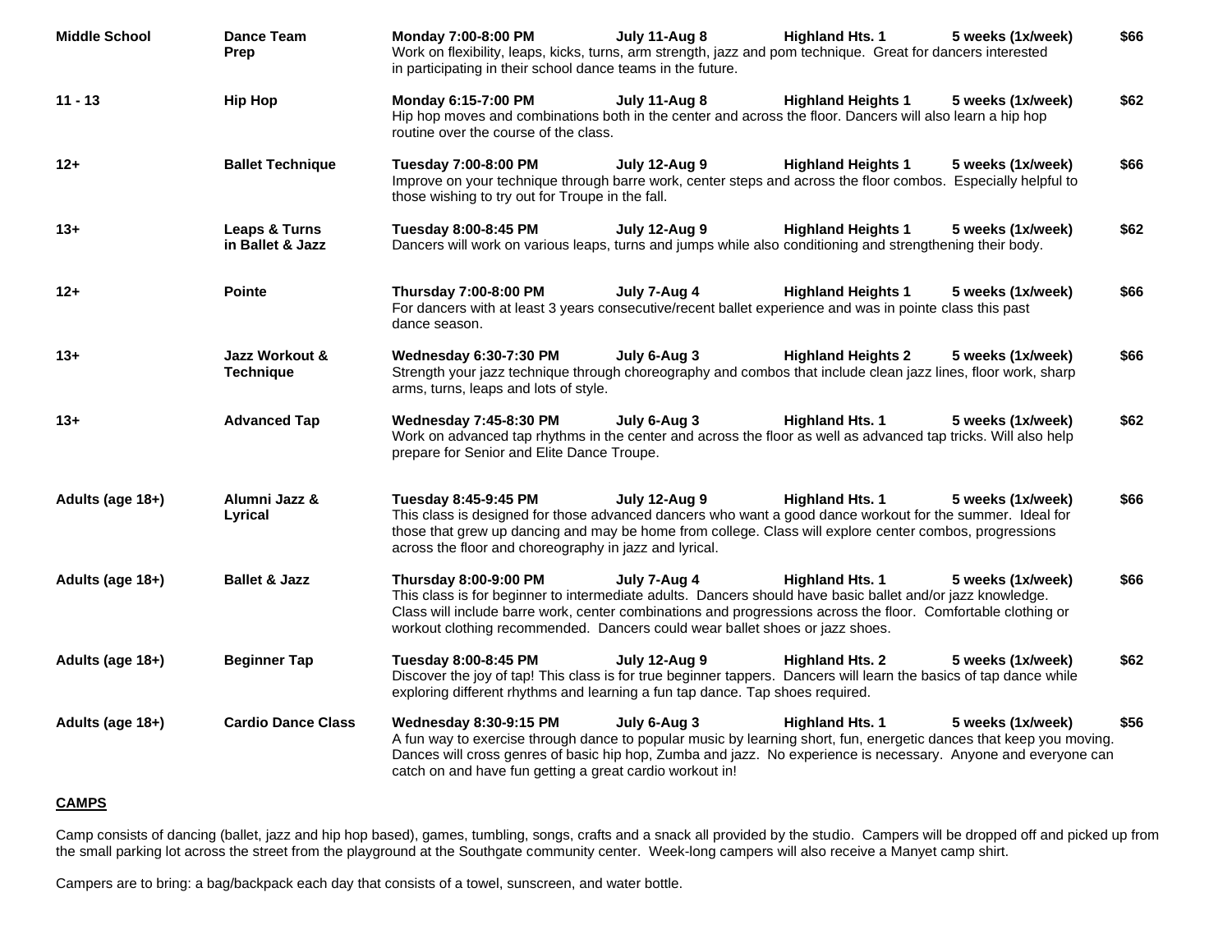| | | | | | | |
|---|---|---|---|---|---|---|
| **Middle School** | **Dance Team Prep** | **Monday 7:00-8:00 PM**<br>Work on flexibility, leaps, kicks, turns, arm strength, jazz and pom technique. Great for dancers interested in participating in their school dance teams in the future. | **July 11-Aug 8** | **Highland Hts. 1** | **5 weeks (1x/week)** | **$66** |
| **11 - 13** | **Hip Hop** | **Monday 6:15-7:00 PM**<br>Hip hop moves and combinations both in the center and across the floor. Dancers will also learn a hip hop routine over the course of the class. | **July 11-Aug 8** | **Highland Heights 1** | **5 weeks (1x/week)** | **$62** |
| **12+** | **Ballet Technique** | **Tuesday 7:00-8:00 PM**<br>Improve on your technique through barre work, center steps and across the floor combos. Especially helpful to those wishing to try out for Troupe in the fall. | **July 12-Aug 9** | **Highland Heights 1** | **5 weeks (1x/week)** | **$66** |
| **13+** | **Leaps & Turns in Ballet & Jazz** | **Tuesday 8:00-8:45 PM**<br>Dancers will work on various leaps, turns and jumps while also conditioning and strengthening their body. | **July 12-Aug 9** | **Highland Heights 1** | **5 weeks (1x/week)** | **$62** |
| **12+** | **Pointe** | **Thursday 7:00-8:00 PM**<br>For dancers with at least 3 years consecutive/recent ballet experience and was in pointe class this past dance season. | **July 7-Aug 4** | **Highland Heights 1** | **5 weeks (1x/week)** | **$66** |
| **13+** | **Jazz Workout & Technique** | **Wednesday 6:30-7:30 PM**<br>Strength your jazz technique through choreography and combos that include clean jazz lines, floor work, sharp arms, turns, leaps and lots of style. | **July 6-Aug 3** | **Highland Heights 2** | **5 weeks (1x/week)** | **$66** |
| **13+** | **Advanced Tap** | **Wednesday 7:45-8:30 PM**<br>Work on advanced tap rhythms in the center and across the floor as well as advanced tap tricks. Will also help prepare for Senior and Elite Dance Troupe. | **July 6-Aug 3** | **Highland Hts. 1** | **5 weeks (1x/week)** | **$62** |
| **Adults (age 18+)** | **Alumni Jazz & Lyrical** | **Tuesday 8:45-9:45 PM**<br>This class is designed for those advanced dancers who want a good dance workout for the summer. Ideal for those that grew up dancing and may be home from college. Class will explore center combos, progressions across the floor and choreography in jazz and lyrical. | **July 12-Aug 9** | **Highland Hts. 1** | **5 weeks (1x/week)** | **$66** |
| **Adults (age 18+)** | **Ballet & Jazz** | **Thursday 8:00-9:00 PM**<br>This class is for beginner to intermediate adults. Dancers should have basic ballet and/or jazz knowledge. Class will include barre work, center combinations and progressions across the floor. Comfortable clothing or workout clothing recommended. Dancers could wear ballet shoes or jazz shoes. | **July 7-Aug 4** | **Highland Hts. 1** | **5 weeks (1x/week)** | **$66** |
| **Adults (age 18+)** | **Beginner Tap** | **Tuesday 8:00-8:45 PM**<br>Discover the joy of tap! This class is for true beginner tappers. Dancers will learn the basics of tap dance while exploring different rhythms and learning a fun tap dance. Tap shoes required. | **July 12-Aug 9** | **Highland Hts. 2** | **5 weeks (1x/week)** | **$62** |
| **Adults (age 18+)** | **Cardio Dance Class** | **Wednesday 8:30-9:15 PM**<br>A fun way to exercise through dance to popular music by learning short, fun, energetic dances that keep you moving. Dances will cross genres of basic hip hop, Zumba and jazz. No experience is necessary. Anyone and everyone can catch on and have fun getting a great cardio workout in! | **July 6-Aug 3** | **Highland Hts. 1** | **5 weeks (1x/week)** | **$56** |

**CAMPS**

Camp consists of dancing (ballet, jazz and hip hop based), games, tumbling, songs, crafts and a snack all provided by the studio. Campers will be dropped off and picked up from the small parking lot across the street from the playground at the Southgate community center. Week-long campers will also receive a Manyet camp shirt.

Campers are to bring: a bag/backpack each day that consists of a towel, sunscreen, and water bottle.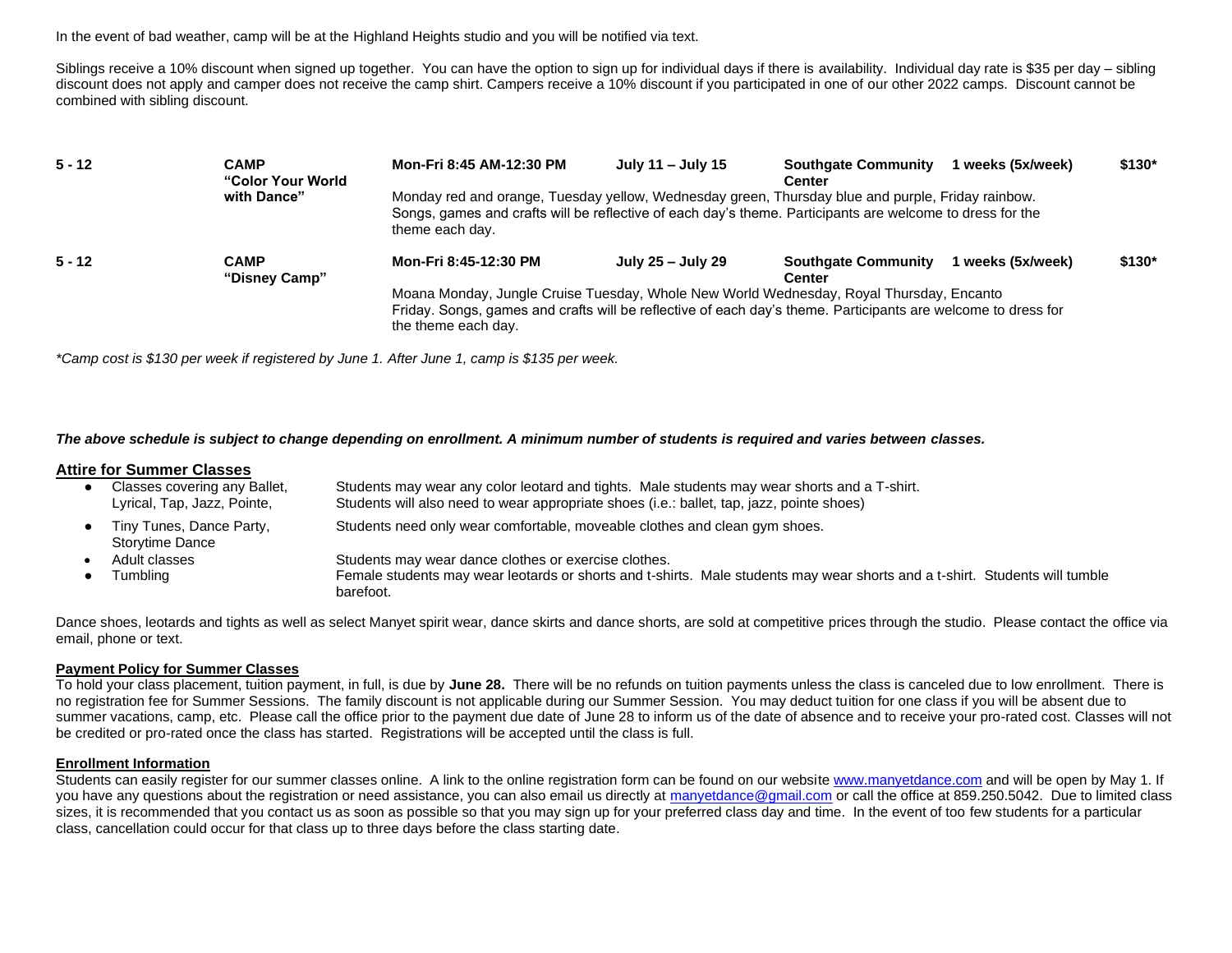In the event of bad weather, camp will be at the Highland Heights studio and you will be notified via text.

Siblings receive a 10% discount when signed up together. You can have the option to sign up for individual days if there is availability. Individual day rate is $35 per day – sibling discount does not apply and camper does not receive the camp shirt. Campers receive a 10% discount if you participated in one of our other 2022 camps. Discount cannot be combined with sibling discount.

| | | | | | | |
|---|---|---|---|---|---|---|
| **5 - 12** | **CAMP "Color Your World with Dance"** | **Mon-Fri 8:45 AM-12:30 PM** | **July 11 – July 15** | **Southgate Community Center** | **1 weeks (5x/week)** | **$130*** |
| | | Monday red and orange, Tuesday yellow, Wednesday green, Thursday blue and purple, Friday rainbow. Songs, games and crafts will be reflective of each day's theme. Participants are welcome to dress for the theme each day. | | | | |
| **5 - 12** | **CAMP "Disney Camp"** | **Mon-Fri 8:45-12:30 PM** | **July 25 – July 29** | **Southgate Community Center** | **1 weeks (5x/week)** | **$130*** |
| | | Moana Monday, Jungle Cruise Tuesday, Whole New World Wednesday, Royal Thursday, Encanto Friday. Songs, games and crafts will be reflective of each day's theme. Participants are welcome to dress for the theme each day. | | | | |

*\*Camp cost is $130 per week if registered by June 1. After June 1, camp is $135 per week.*

***The above schedule is subject to change depending on enrollment. A minimum number of students is required and varies between classes.***

## Attire for Summer Classes

- Classes covering any Ballet, Lyrical, Tap, Jazz, Pointe, — Students may wear any color leotard and tights. Male students may wear shorts and a T-shirt. Students will also need to wear appropriate shoes (i.e.: ballet, tap, jazz, pointe shoes)
- Tiny Tunes, Dance Party, Storytime Dance — Students need only wear comfortable, moveable clothes and clean gym shoes.
- Adult classes — Students may wear dance clothes or exercise clothes.
- Tumbling — Female students may wear leotards or shorts and t-shirts. Male students may wear shorts and a t-shirt. Students will tumble barefoot.

Dance shoes, leotards and tights as well as select Manyet spirit wear, dance skirts and dance shorts, are sold at competitive prices through the studio. Please contact the office via email, phone or text.

### Payment Policy for Summer Classes

To hold your class placement, tuition payment, in full, is due by **June 28.** There will be no refunds on tuition payments unless the class is canceled due to low enrollment. There is no registration fee for Summer Sessions. The family discount is not applicable during our Summer Session. You may deduct tuition for one class if you will be absent due to summer vacations, camp, etc. Please call the office prior to the payment due date of June 28 to inform us of the date of absence and to receive your pro-rated cost. Classes will not be credited or pro-rated once the class has started. Registrations will be accepted until the class is full.

### Enrollment Information

Students can easily register for our summer classes online. A link to the online registration form can be found on our website www.manyetdance.com and will be open by May 1. If you have any questions about the registration or need assistance, you can also email us directly at manyetdance@gmail.com or call the office at 859.250.5042. Due to limited class sizes, it is recommended that you contact us as soon as possible so that you may sign up for your preferred class day and time. In the event of too few students for a particular class, cancellation could occur for that class up to three days before the class starting date.